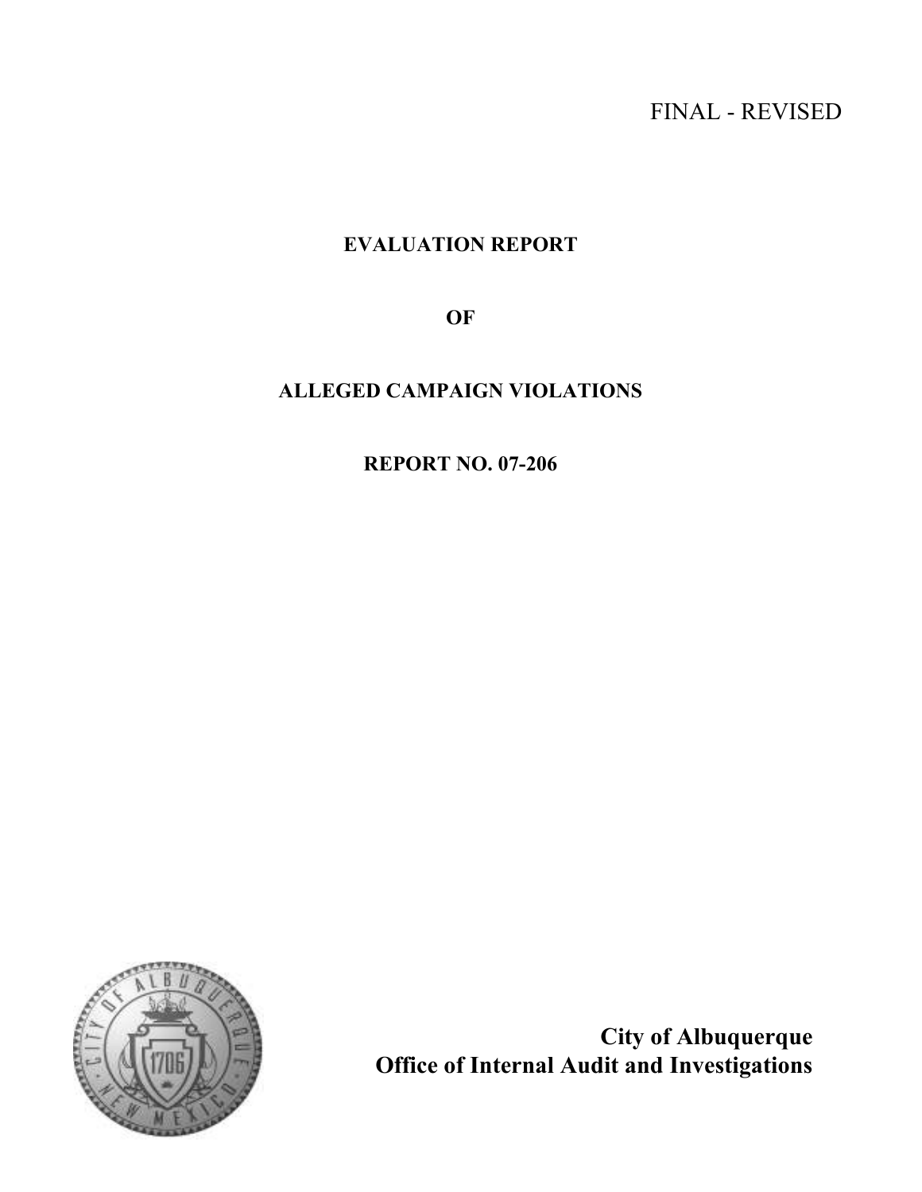FINAL - REVISED

# EVALUATION REPORT

# OF

# ALLEGED CAMPAIGN VIOLATIONS

# REPORT NO. 07-206

**City of Albuquerque**
**Office of Internal Audit and Investigations**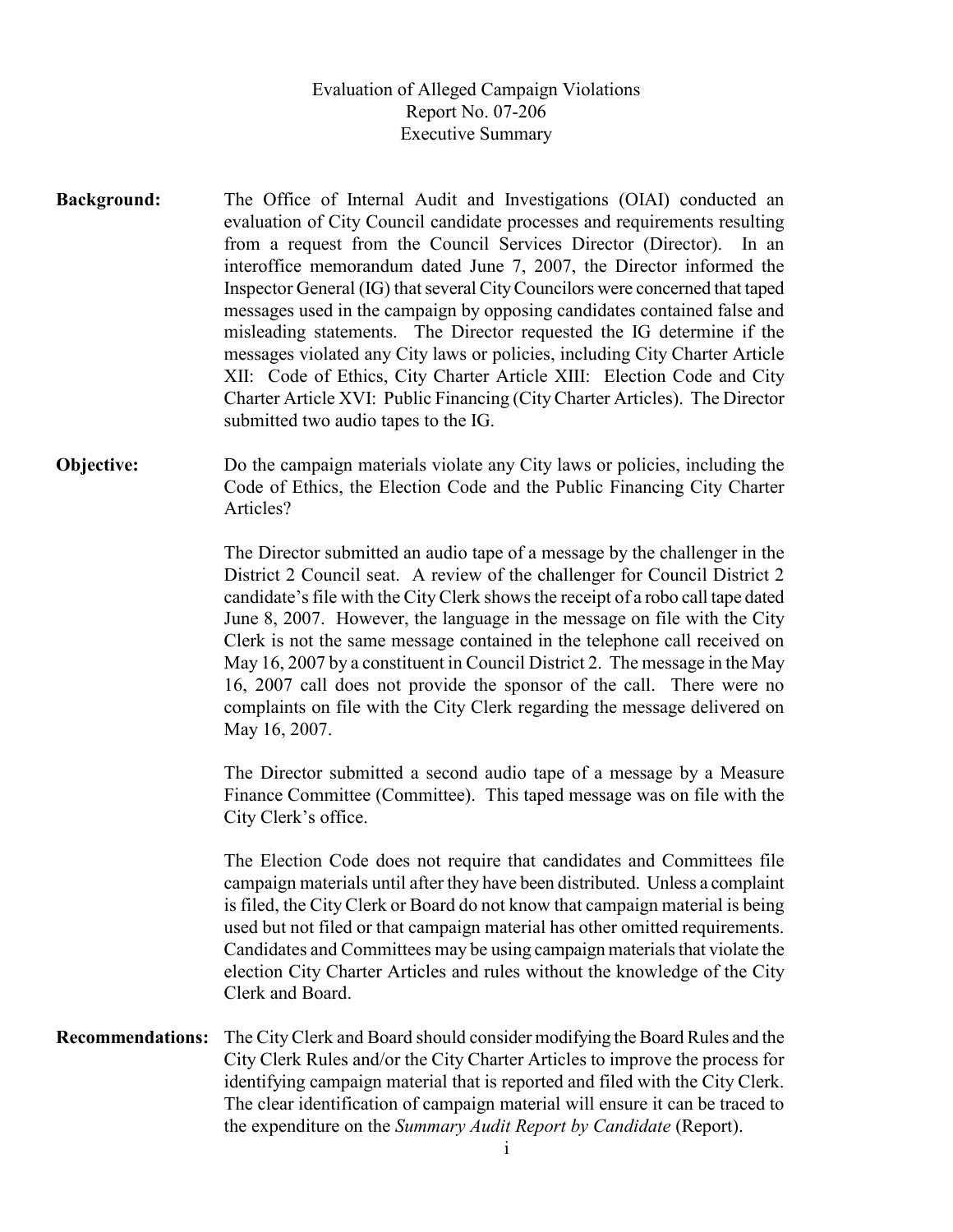# Evaluation of Alleged Campaign Violations
## Report No. 07-206
## Executive Summary

**Background:** The Office of Internal Audit and Investigations (OIAI) conducted an evaluation of City Council candidate processes and requirements resulting from a request from the Council Services Director (Director). In an interoffice memorandum dated June 7, 2007, the Director informed the Inspector General (IG) that several City Councilors were concerned that taped messages used in the campaign by opposing candidates contained false and misleading statements. The Director requested the IG determine if the messages violated any City laws or policies, including City Charter Article XII: Code of Ethics, City Charter Article XIII: Election Code and City Charter Article XVI: Public Financing (City Charter Articles). The Director submitted two audio tapes to the IG.

**Objective:** Do the campaign materials violate any City laws or policies, including the Code of Ethics, the Election Code and the Public Financing City Charter Articles?

The Director submitted an audio tape of a message by the challenger in the District 2 Council seat. A review of the challenger for Council District 2 candidate's file with the City Clerk shows the receipt of a robo call tape dated June 8, 2007. However, the language in the message on file with the City Clerk is not the same message contained in the telephone call received on May 16, 2007 by a constituent in Council District 2. The message in the May 16, 2007 call does not provide the sponsor of the call. There were no complaints on file with the City Clerk regarding the message delivered on May 16, 2007.

The Director submitted a second audio tape of a message by a Measure Finance Committee (Committee). This taped message was on file with the City Clerk's office.

The Election Code does not require that candidates and Committees file campaign materials until after they have been distributed. Unless a complaint is filed, the City Clerk or Board do not know that campaign material is being used but not filed or that campaign material has other omitted requirements. Candidates and Committees may be using campaign materials that violate the election City Charter Articles and rules without the knowledge of the City Clerk and Board.

**Recommendations:** The City Clerk and Board should consider modifying the Board Rules and the City Clerk Rules and/or the City Charter Articles to improve the process for identifying campaign material that is reported and filed with the City Clerk. The clear identification of campaign material will ensure it can be traced to the expenditure on the *Summary Audit Report by Candidate* (Report).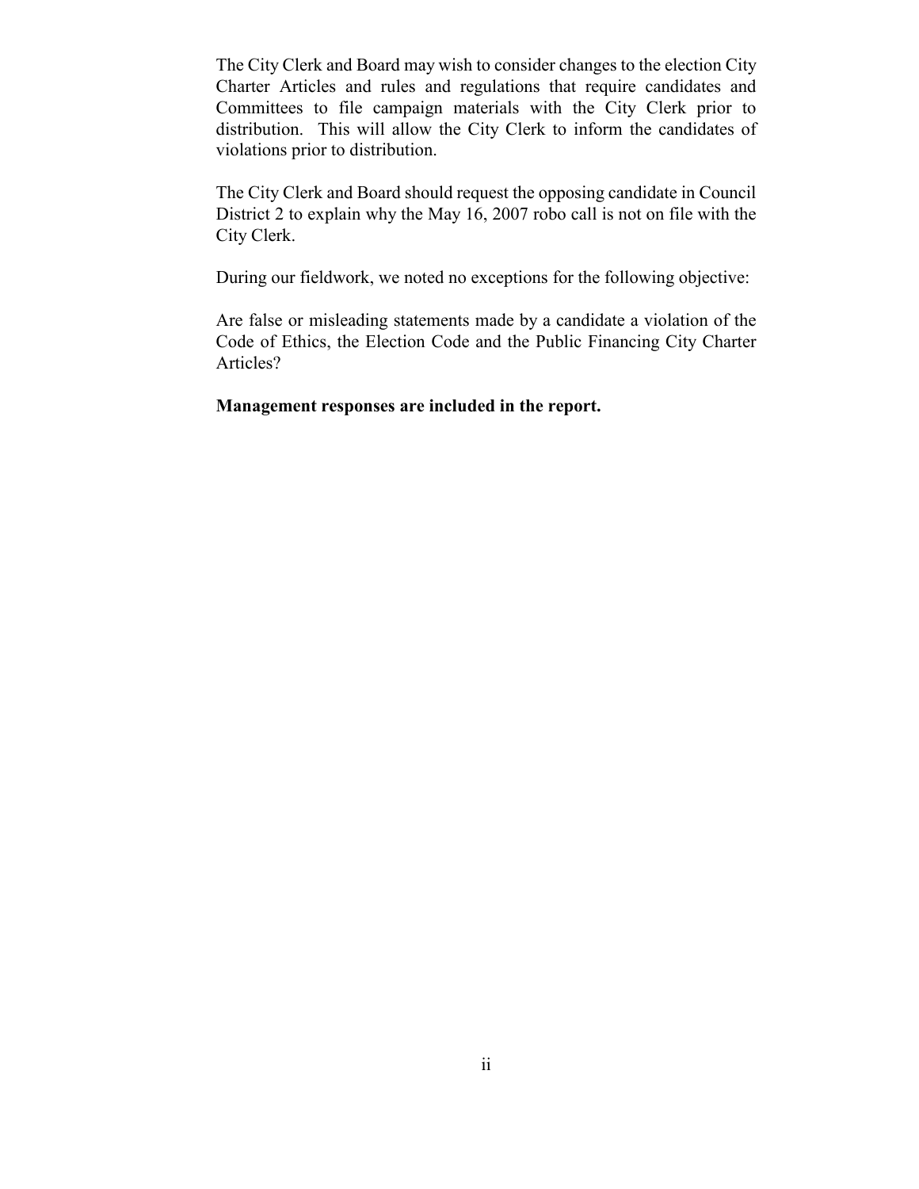The City Clerk and Board may wish to consider changes to the election City Charter Articles and rules and regulations that require candidates and Committees to file campaign materials with the City Clerk prior to distribution. This will allow the City Clerk to inform the candidates of violations prior to distribution.

The City Clerk and Board should request the opposing candidate in Council District 2 to explain why the May 16, 2007 robo call is not on file with the City Clerk.

During our fieldwork, we noted no exceptions for the following objective:

Are false or misleading statements made by a candidate a violation of the Code of Ethics, the Election Code and the Public Financing City Charter Articles?

**Management responses are included in the report.**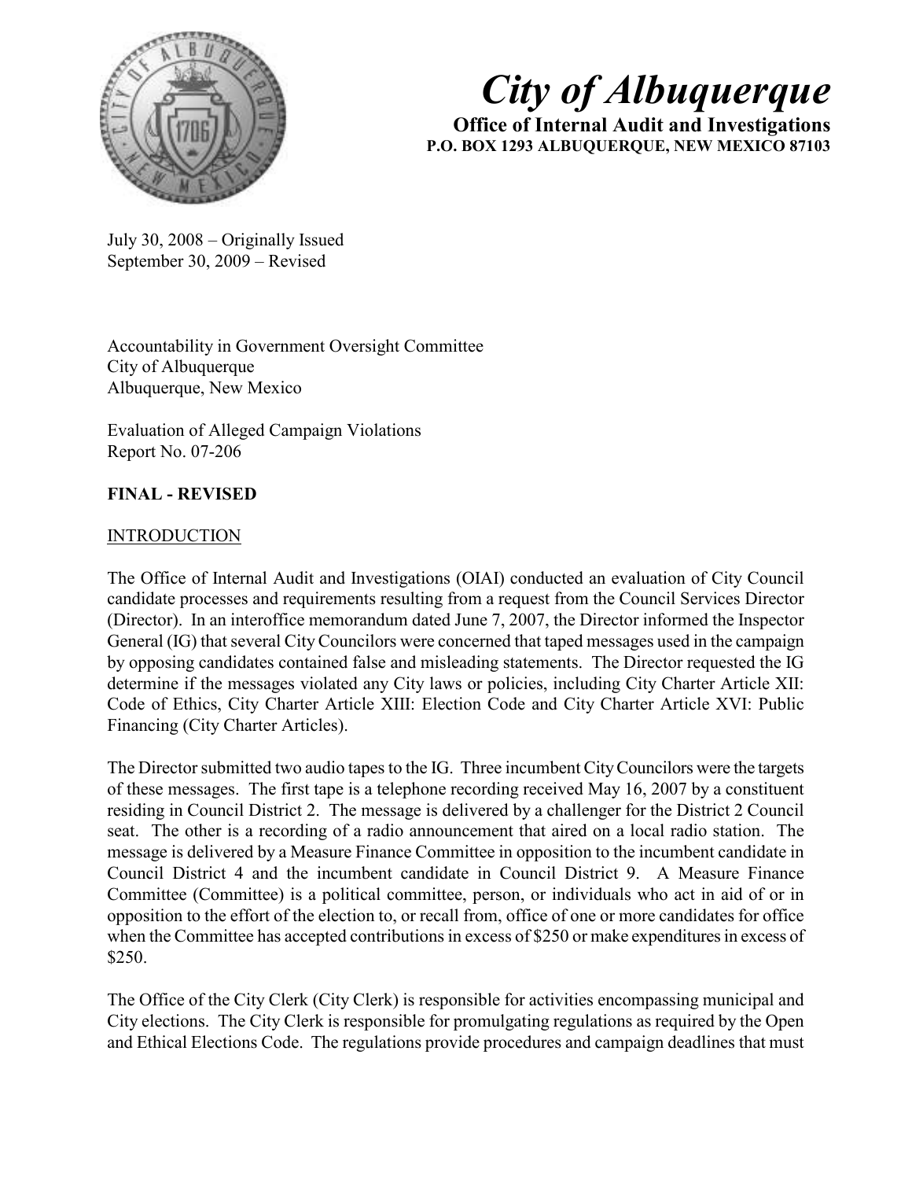# City of Albuquerque

**Office of Internal Audit and Investigations**
**P.O. BOX 1293 ALBUQUERQUE, NEW MEXICO 87103**

July 30, 2008 – Originally Issued
September 30, 2009 – Revised

Accountability in Government Oversight Committee
City of Albuquerque
Albuquerque, New Mexico

Evaluation of Alleged Campaign Violations
Report No. 07-206

**FINAL - REVISED**

INTRODUCTION

The Office of Internal Audit and Investigations (OIAI) conducted an evaluation of City Council candidate processes and requirements resulting from a request from the Council Services Director (Director). In an interoffice memorandum dated June 7, 2007, the Director informed the Inspector General (IG) that several City Councilors were concerned that taped messages used in the campaign by opposing candidates contained false and misleading statements. The Director requested the IG determine if the messages violated any City laws or policies, including City Charter Article XII: Code of Ethics, City Charter Article XIII: Election Code and City Charter Article XVI: Public Financing (City Charter Articles).

The Director submitted two audio tapes to the IG. Three incumbent City Councilors were the targets of these messages. The first tape is a telephone recording received May 16, 2007 by a constituent residing in Council District 2. The message is delivered by a challenger for the District 2 Council seat. The other is a recording of a radio announcement that aired on a local radio station. The message is delivered by a Measure Finance Committee in opposition to the incumbent candidate in Council District 4 and the incumbent candidate in Council District 9. A Measure Finance Committee (Committee) is a political committee, person, or individuals who act in aid of or in opposition to the effort of the election to, or recall from, office of one or more candidates for office when the Committee has accepted contributions in excess of \$250 or make expenditures in excess of \$250.

The Office of the City Clerk (City Clerk) is responsible for activities encompassing municipal and City elections. The City Clerk is responsible for promulgating regulations as required by the Open and Ethical Elections Code. The regulations provide procedures and campaign deadlines that must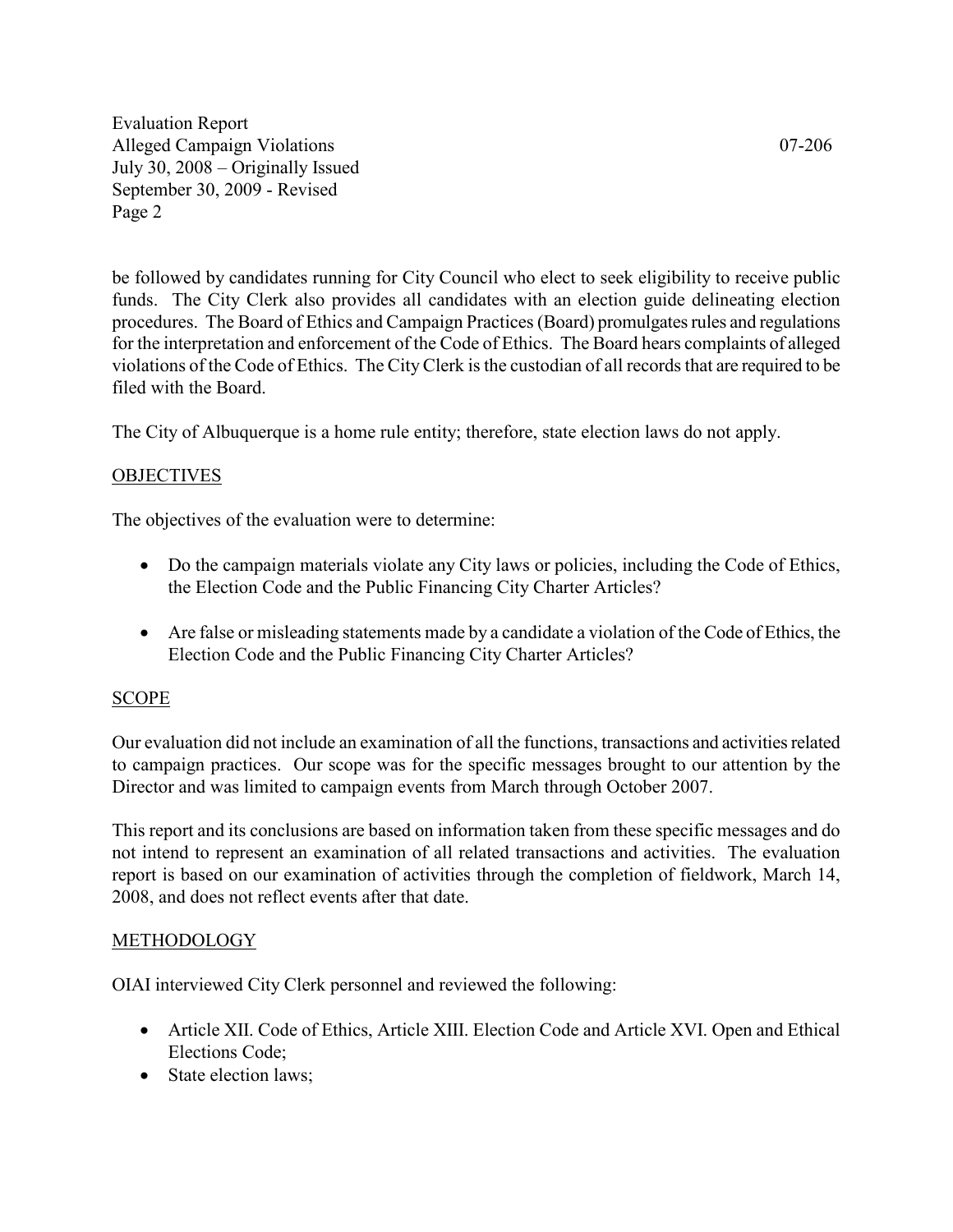be followed by candidates running for City Council who elect to seek eligibility to receive public funds. The City Clerk also provides all candidates with an election guide delineating election procedures. The Board of Ethics and Campaign Practices (Board) promulgates rules and regulations for the interpretation and enforcement of the Code of Ethics. The Board hears complaints of alleged violations of the Code of Ethics. The City Clerk is the custodian of all records that are required to be filed with the Board.

The City of Albuquerque is a home rule entity; therefore, state election laws do not apply.

## OBJECTIVES

The objectives of the evaluation were to determine:

- Do the campaign materials violate any City laws or policies, including the Code of Ethics, the Election Code and the Public Financing City Charter Articles?
- Are false or misleading statements made by a candidate a violation of the Code of Ethics, the Election Code and the Public Financing City Charter Articles?

## SCOPE

Our evaluation did not include an examination of all the functions, transactions and activities related to campaign practices. Our scope was for the specific messages brought to our attention by the Director and was limited to campaign events from March through October 2007.

This report and its conclusions are based on information taken from these specific messages and do not intend to represent an examination of all related transactions and activities. The evaluation report is based on our examination of activities through the completion of fieldwork, March 14, 2008, and does not reflect events after that date.

## METHODOLOGY

OIAI interviewed City Clerk personnel and reviewed the following:

- Article XII. Code of Ethics, Article XIII. Election Code and Article XVI. Open and Ethical Elections Code;
- State election laws;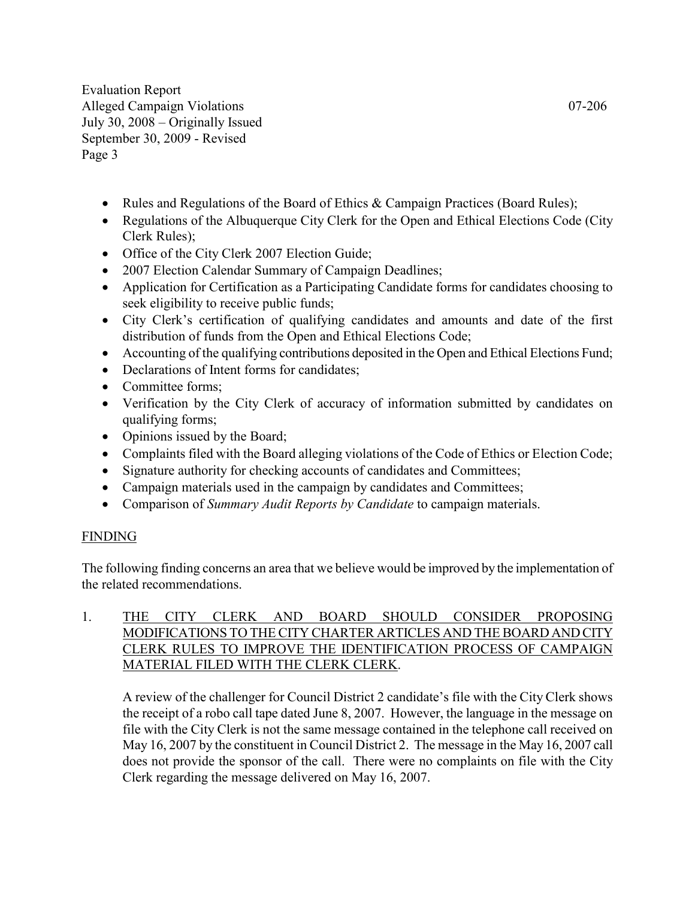- Rules and Regulations of the Board of Ethics & Campaign Practices (Board Rules);
- Regulations of the Albuquerque City Clerk for the Open and Ethical Elections Code (City Clerk Rules);
- Office of the City Clerk 2007 Election Guide;
- 2007 Election Calendar Summary of Campaign Deadlines;
- Application for Certification as a Participating Candidate forms for candidates choosing to seek eligibility to receive public funds;
- City Clerk's certification of qualifying candidates and amounts and date of the first distribution of funds from the Open and Ethical Elections Code;
- Accounting of the qualifying contributions deposited in the Open and Ethical Elections Fund;
- Declarations of Intent forms for candidates;
- Committee forms;
- Verification by the City Clerk of accuracy of information submitted by candidates on qualifying forms;
- Opinions issued by the Board;
- Complaints filed with the Board alleging violations of the Code of Ethics or Election Code;
- Signature authority for checking accounts of candidates and Committees;
- Campaign materials used in the campaign by candidates and Committees;
- Comparison of *Summary Audit Reports by Candidate* to campaign materials.

## FINDING

The following finding concerns an area that we believe would be improved by the implementation of the related recommendations.

1. THE CITY CLERK AND BOARD SHOULD CONSIDER PROPOSING MODIFICATIONS TO THE CITY CHARTER ARTICLES AND THE BOARD AND CITY CLERK RULES TO IMPROVE THE IDENTIFICATION PROCESS OF CAMPAIGN MATERIAL FILED WITH THE CLERK CLERK.

   A review of the challenger for Council District 2 candidate's file with the City Clerk shows the receipt of a robo call tape dated June 8, 2007. However, the language in the message on file with the City Clerk is not the same message contained in the telephone call received on May 16, 2007 by the constituent in Council District 2. The message in the May 16, 2007 call does not provide the sponsor of the call. There were no complaints on file with the City Clerk regarding the message delivered on May 16, 2007.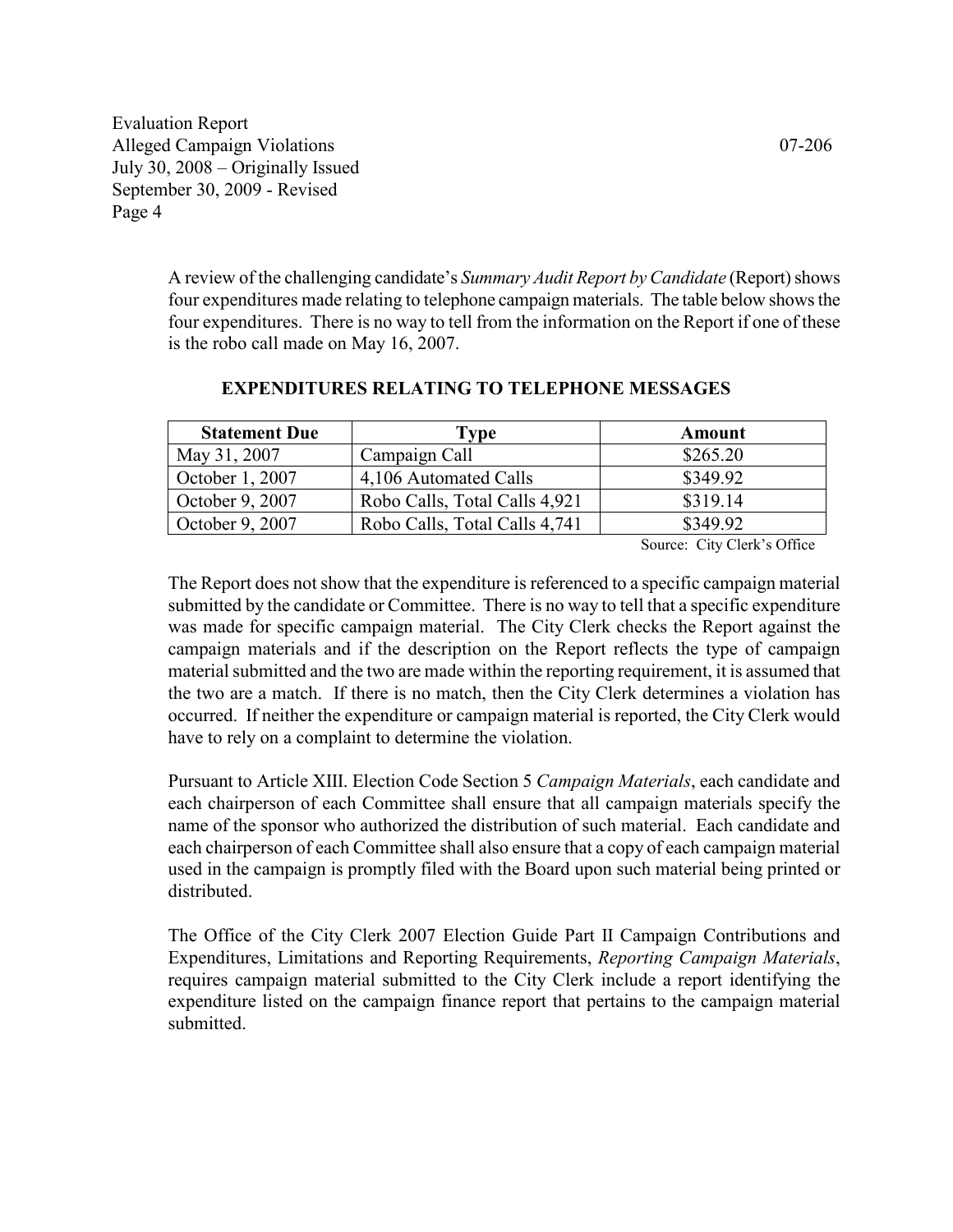A review of the challenging candidate's *Summary Audit Report by Candidate* (Report) shows four expenditures made relating to telephone campaign materials. The table below shows the four expenditures. There is no way to tell from the information on the Report if one of these is the robo call made on May 16, 2007.

**EXPENDITURES RELATING TO TELEPHONE MESSAGES**

| Statement Due | Type | Amount |
|---|---|---|
| May 31, 2007 | Campaign Call | $265.20 |
| October 1, 2007 | 4,106 Automated Calls | $349.92 |
| October 9, 2007 | Robo Calls, Total Calls 4,921 | $319.14 |
| October 9, 2007 | Robo Calls, Total Calls 4,741 | $349.92 |

Source: City Clerk's Office

The Report does not show that the expenditure is referenced to a specific campaign material submitted by the candidate or Committee. There is no way to tell that a specific expenditure was made for specific campaign material. The City Clerk checks the Report against the campaign materials and if the description on the Report reflects the type of campaign material submitted and the two are made within the reporting requirement, it is assumed that the two are a match. If there is no match, then the City Clerk determines a violation has occurred. If neither the expenditure or campaign material is reported, the City Clerk would have to rely on a complaint to determine the violation.

Pursuant to Article XIII. Election Code Section 5 *Campaign Materials*, each candidate and each chairperson of each Committee shall ensure that all campaign materials specify the name of the sponsor who authorized the distribution of such material. Each candidate and each chairperson of each Committee shall also ensure that a copy of each campaign material used in the campaign is promptly filed with the Board upon such material being printed or distributed.

The Office of the City Clerk 2007 Election Guide Part II Campaign Contributions and Expenditures, Limitations and Reporting Requirements, *Reporting Campaign Materials*, requires campaign material submitted to the City Clerk include a report identifying the expenditure listed on the campaign finance report that pertains to the campaign material submitted.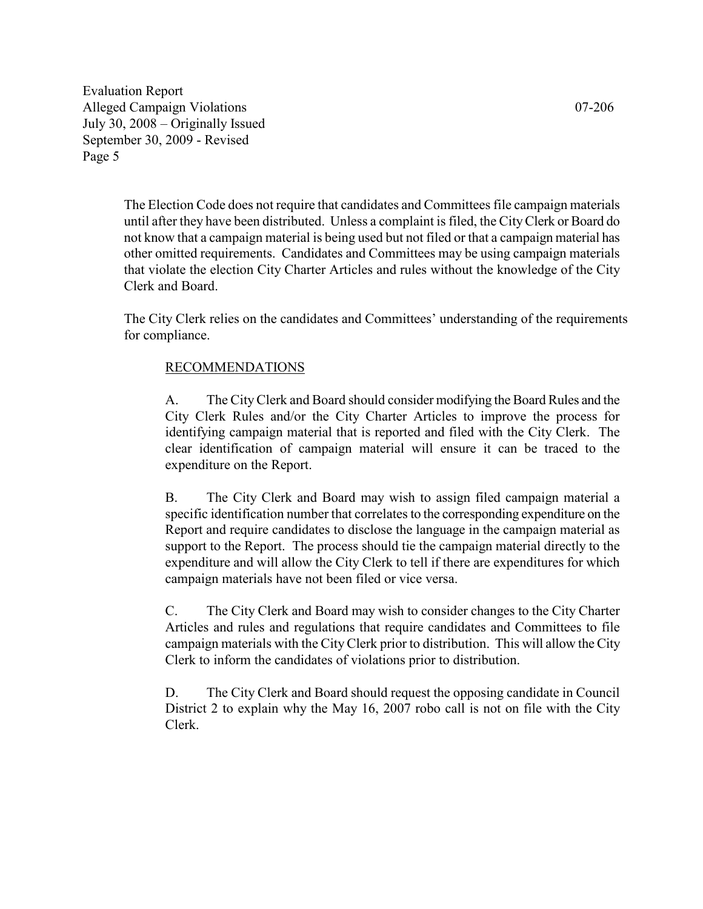The Election Code does not require that candidates and Committees file campaign materials until after they have been distributed. Unless a complaint is filed, the City Clerk or Board do not know that a campaign material is being used but not filed or that a campaign material has other omitted requirements. Candidates and Committees may be using campaign materials that violate the election City Charter Articles and rules without the knowledge of the City Clerk and Board.

The City Clerk relies on the candidates and Committees' understanding of the requirements for compliance.

RECOMMENDATIONS

A. The City Clerk and Board should consider modifying the Board Rules and the City Clerk Rules and/or the City Charter Articles to improve the process for identifying campaign material that is reported and filed with the City Clerk. The clear identification of campaign material will ensure it can be traced to the expenditure on the Report.

B. The City Clerk and Board may wish to assign filed campaign material a specific identification number that correlates to the corresponding expenditure on the Report and require candidates to disclose the language in the campaign material as support to the Report. The process should tie the campaign material directly to the expenditure and will allow the City Clerk to tell if there are expenditures for which campaign materials have not been filed or vice versa.

C. The City Clerk and Board may wish to consider changes to the City Charter Articles and rules and regulations that require candidates and Committees to file campaign materials with the City Clerk prior to distribution. This will allow the City Clerk to inform the candidates of violations prior to distribution.

D. The City Clerk and Board should request the opposing candidate in Council District 2 to explain why the May 16, 2007 robo call is not on file with the City Clerk.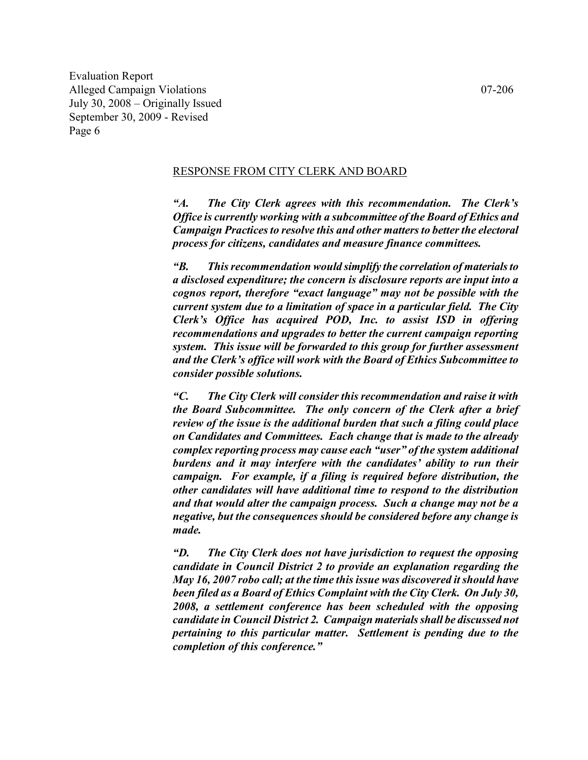RESPONSE FROM CITY CLERK AND BOARD

*"A. The City Clerk agrees with this recommendation. The Clerk's Office is currently working with a subcommittee of the Board of Ethics and Campaign Practices to resolve this and other matters to better the electoral process for citizens, candidates and measure finance committees.*

*"B. This recommendation would simplify the correlation of materials to a disclosed expenditure; the concern is disclosure reports are input into a cognos report, therefore "exact language" may not be possible with the current system due to a limitation of space in a particular field. The City Clerk's Office has acquired POD, Inc. to assist ISD in offering recommendations and upgrades to better the current campaign reporting system. This issue will be forwarded to this group for further assessment and the Clerk's office will work with the Board of Ethics Subcommittee to consider possible solutions.*

*"C. The City Clerk will consider this recommendation and raise it with the Board Subcommittee. The only concern of the Clerk after a brief review of the issue is the additional burden that such a filing could place on Candidates and Committees. Each change that is made to the already complex reporting process may cause each "user" of the system additional burdens and it may interfere with the candidates' ability to run their campaign. For example, if a filing is required before distribution, the other candidates will have additional time to respond to the distribution and that would alter the campaign process. Such a change may not be a negative, but the consequences should be considered before any change is made.*

*"D. The City Clerk does not have jurisdiction to request the opposing candidate in Council District 2 to provide an explanation regarding the May 16, 2007 robo call; at the time this issue was discovered it should have been filed as a Board of Ethics Complaint with the City Clerk. On July 30, 2008, a settlement conference has been scheduled with the opposing candidate in Council District 2. Campaign materials shall be discussed not pertaining to this particular matter. Settlement is pending due to the completion of this conference."*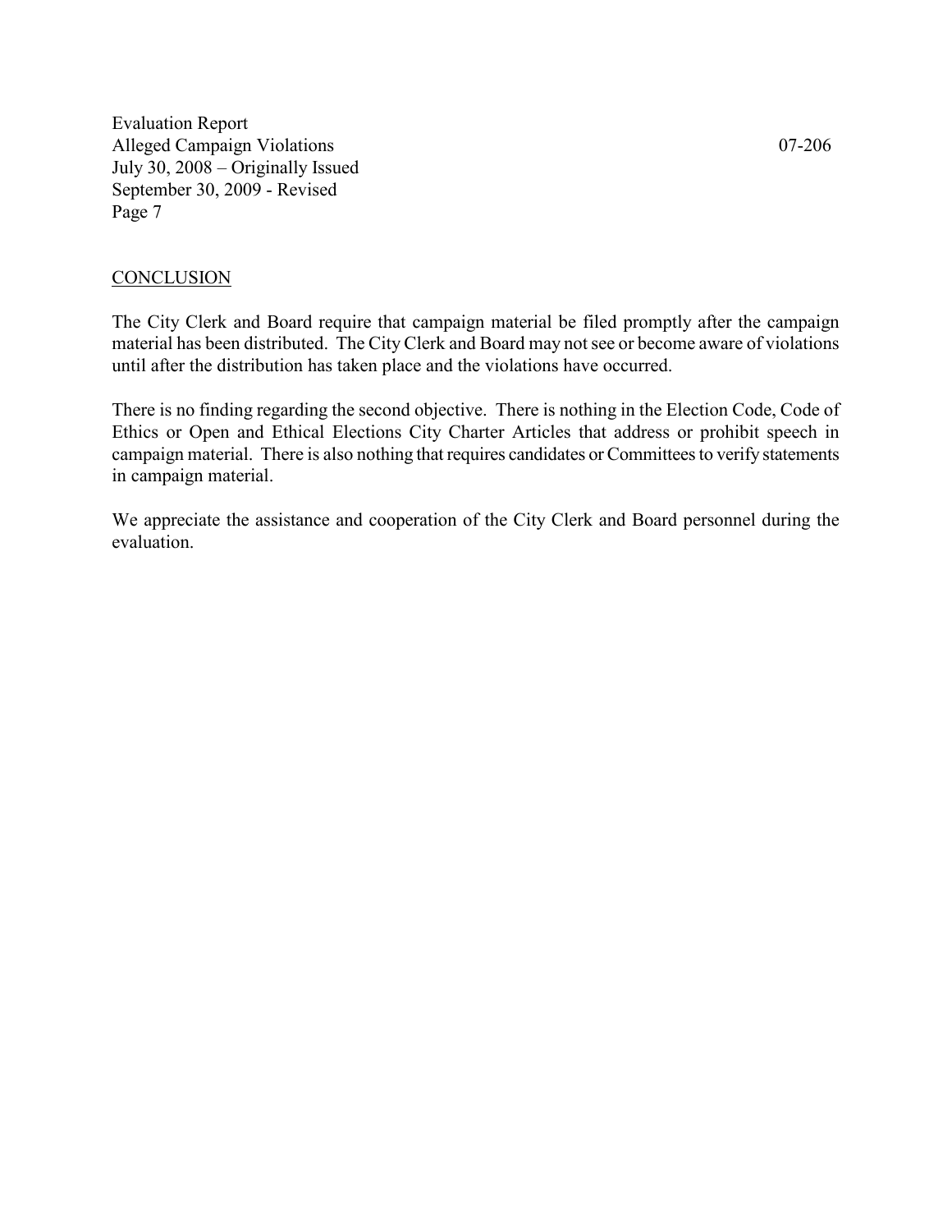## CONCLUSION

The City Clerk and Board require that campaign material be filed promptly after the campaign material has been distributed. The City Clerk and Board may not see or become aware of violations until after the distribution has taken place and the violations have occurred.

There is no finding regarding the second objective. There is nothing in the Election Code, Code of Ethics or Open and Ethical Elections City Charter Articles that address or prohibit speech in campaign material. There is also nothing that requires candidates or Committees to verify statements in campaign material.

We appreciate the assistance and cooperation of the City Clerk and Board personnel during the evaluation.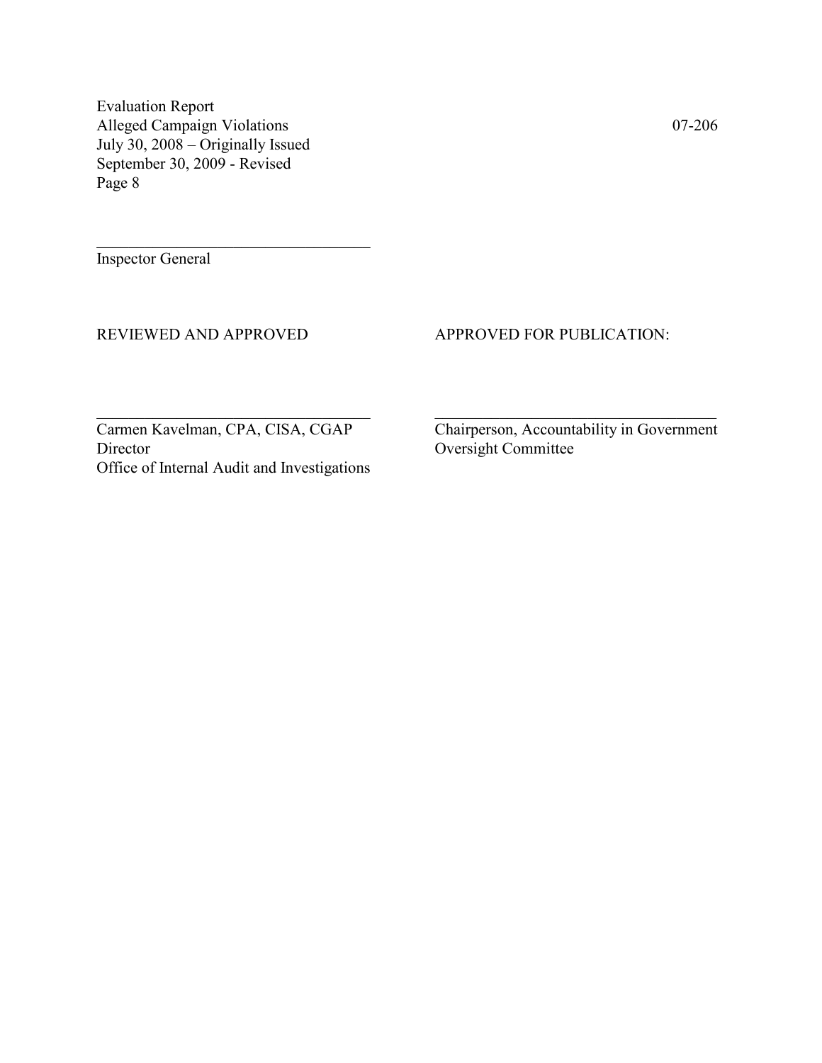\_\_\_\_\_\_\_\_\_\_\_\_\_\_\_\_\_\_\_\_\_\_\_\_\_\_\_\_\_\_\_\_\_\_\_

Inspector General

REVIEWED AND APPROVED

\_\_\_\_\_\_\_\_\_\_\_\_\_\_\_\_\_\_\_\_\_\_\_\_\_\_\_\_\_\_\_\_\_\_\_

Carmen Kavelman, CPA, CISA, CGAP
Director
Office of Internal Audit and Investigations

APPROVED FOR PUBLICATION:

\_\_\_\_\_\_\_\_\_\_\_\_\_\_\_\_\_\_\_\_\_\_\_\_\_\_\_\_\_\_\_\_\_\_\_

Chairperson, Accountability in Government
Oversight Committee